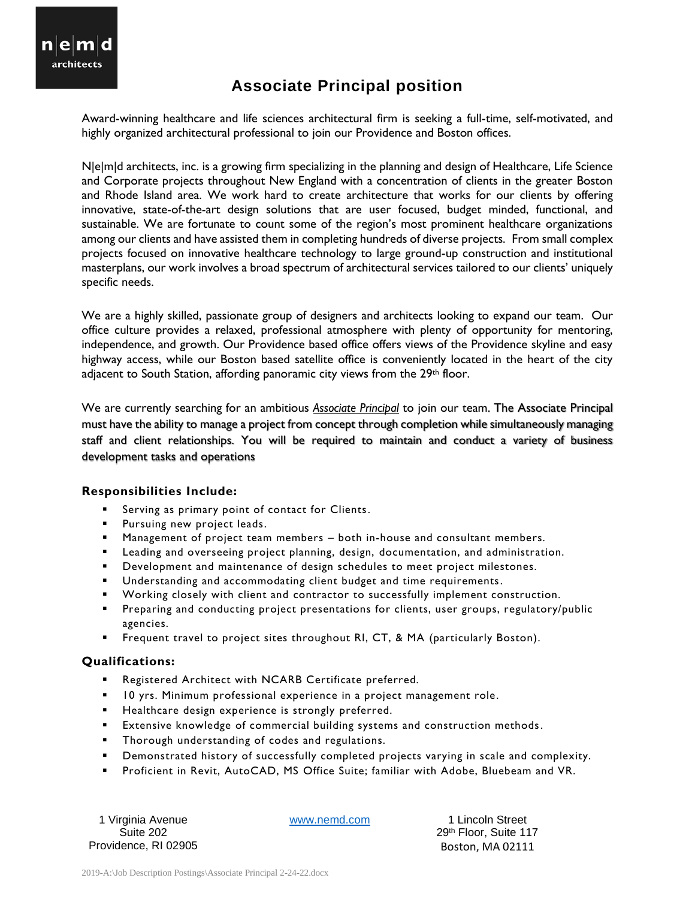n|e|m|d
architects

# Associate Principal position

Award-winning healthcare and life sciences architectural firm is seeking a full-time, self-motivated, and highly organized architectural professional to join our Providence and Boston offices.

N|e|m|d architects, inc. is a growing firm specializing in the planning and design of Healthcare, Life Science and Corporate projects throughout New England with a concentration of clients in the greater Boston and Rhode Island area. We work hard to create architecture that works for our clients by offering innovative, state-of-the-art design solutions that are user focused, budget minded, functional, and sustainable. We are fortunate to count some of the region's most prominent healthcare organizations among our clients and have assisted them in completing hundreds of diverse projects. From small complex projects focused on innovative healthcare technology to large ground-up construction and institutional masterplans, our work involves a broad spectrum of architectural services tailored to our clients' uniquely specific needs.

We are a highly skilled, passionate group of designers and architects looking to expand our team. Our office culture provides a relaxed, professional atmosphere with plenty of opportunity for mentoring, independence, and growth. Our Providence based office offers views of the Providence skyline and easy highway access, while our Boston based satellite office is conveniently located in the heart of the city adjacent to South Station, affording panoramic city views from the 29th floor.

We are currently searching for an ambitious *Associate Principal* to join our team. The Associate Principal must have the ability to manage a project from concept through completion while simultaneously managing staff and client relationships. You will be required to maintain and conduct a variety of business development tasks and operations

### Responsibilities Include:

- Serving as primary point of contact for Clients.
- Pursuing new project leads.
- Management of project team members – both in-house and consultant members.
- Leading and overseeing project planning, design, documentation, and administration.
- Development and maintenance of design schedules to meet project milestones.
- Understanding and accommodating client budget and time requirements.
- Working closely with client and contractor to successfully implement construction.
- Preparing and conducting project presentations for clients, user groups, regulatory/public agencies.
- Frequent travel to project sites throughout RI, CT, & MA (particularly Boston).

### Qualifications:

- Registered Architect with NCARB Certificate preferred.
- 10 yrs. Minimum professional experience in a project management role.
- Healthcare design experience is strongly preferred.
- Extensive knowledge of commercial building systems and construction methods.
- Thorough understanding of codes and regulations.
- Demonstrated history of successfully completed projects varying in scale and complexity.
- Proficient in Revit, AutoCAD, MS Office Suite; familiar with Adobe, Bluebeam and VR.

1 Virginia Avenue
Suite 202
Providence, RI 02905

www.nemd.com

1 Lincoln Street
29th Floor, Suite 117
Boston, MA 02111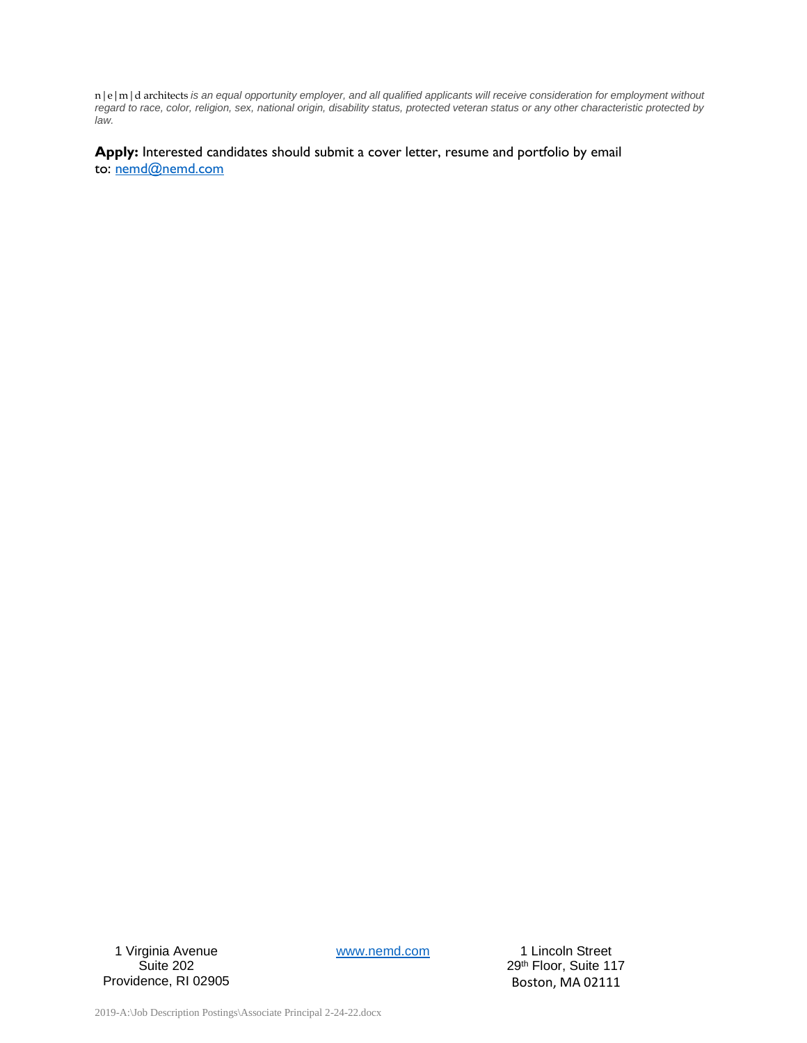n|e|m|d architects *is an equal opportunity employer, and all qualified applicants will receive consideration for employment without regard to race, color, religion, sex, national origin, disability status, protected veteran status or any other characteristic protected by law.*

**Apply:** Interested candidates should submit a cover letter, resume and portfolio by email to: nemd@nemd.com

1 Virginia Avenue
Suite 202
Providence, RI 02905

www.nemd.com

1 Lincoln Street
29th Floor, Suite 117
Boston, MA 02111